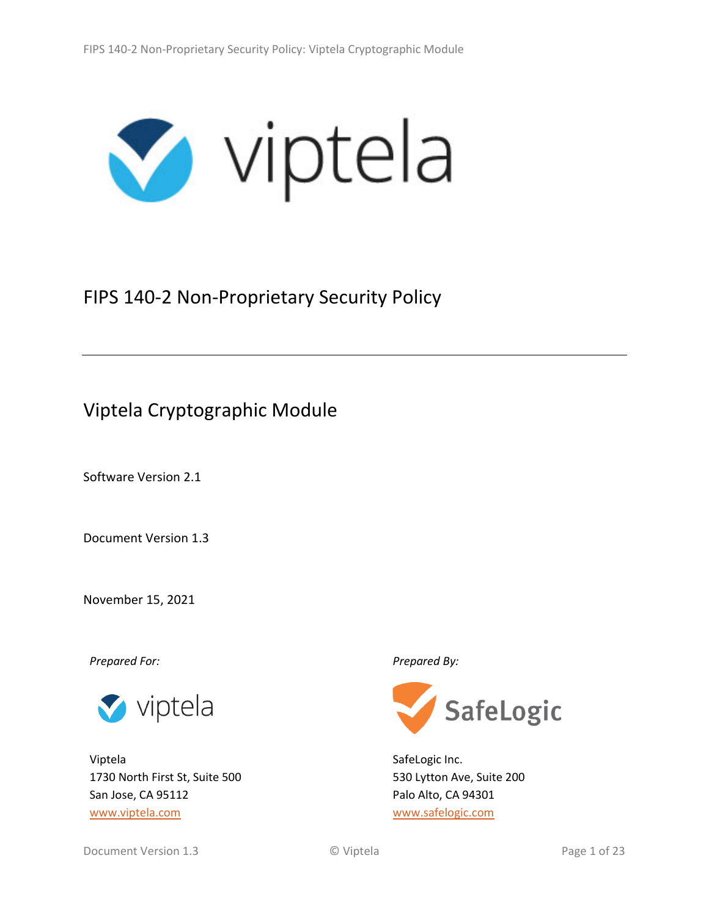# FIPS 140-2 Non-Proprietary Security Policy

## Viptela Cryptographic Module

Software Version 2.1

Document Version 1.3

November 15, 2021

*Prepared For:*

Viptela
1730 North First St, Suite 500
San Jose, CA 95112
www.viptela.com

*Prepared By:*

SafeLogic Inc.
530 Lytton Ave, Suite 200
Palo Alto, CA 94301
www.safelogic.com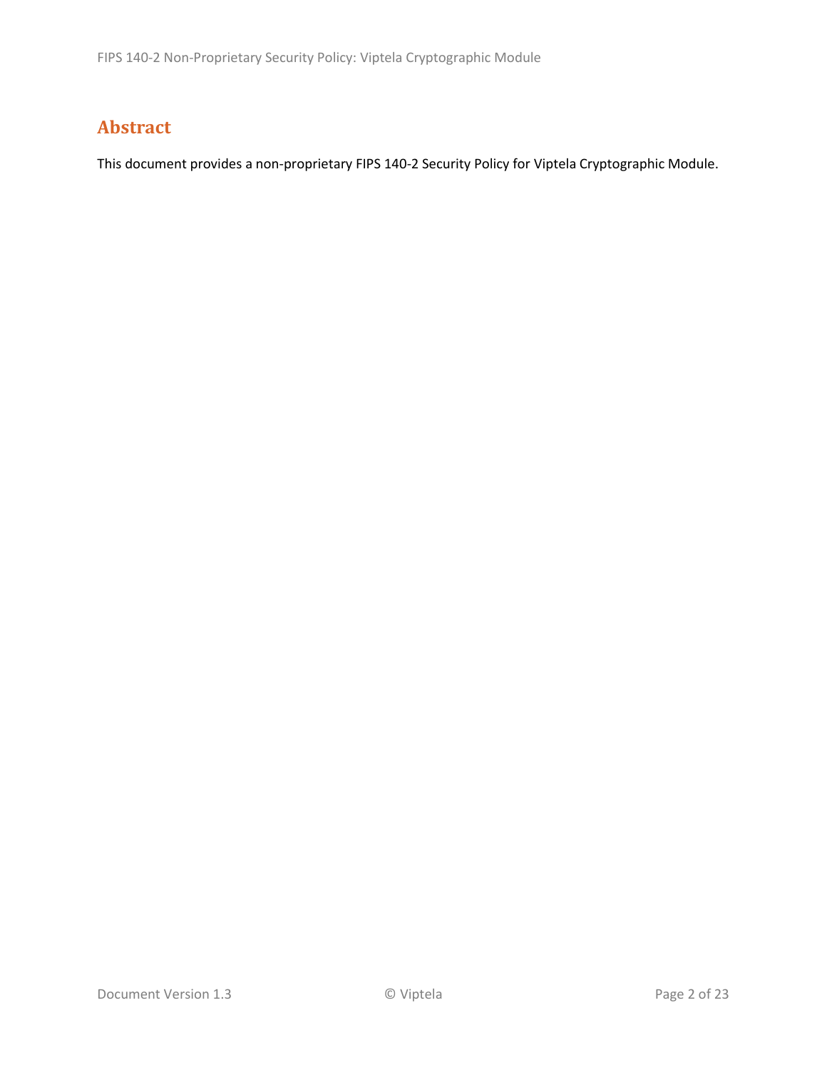# Abstract

This document provides a non-proprietary FIPS 140-2 Security Policy for Viptela Cryptographic Module.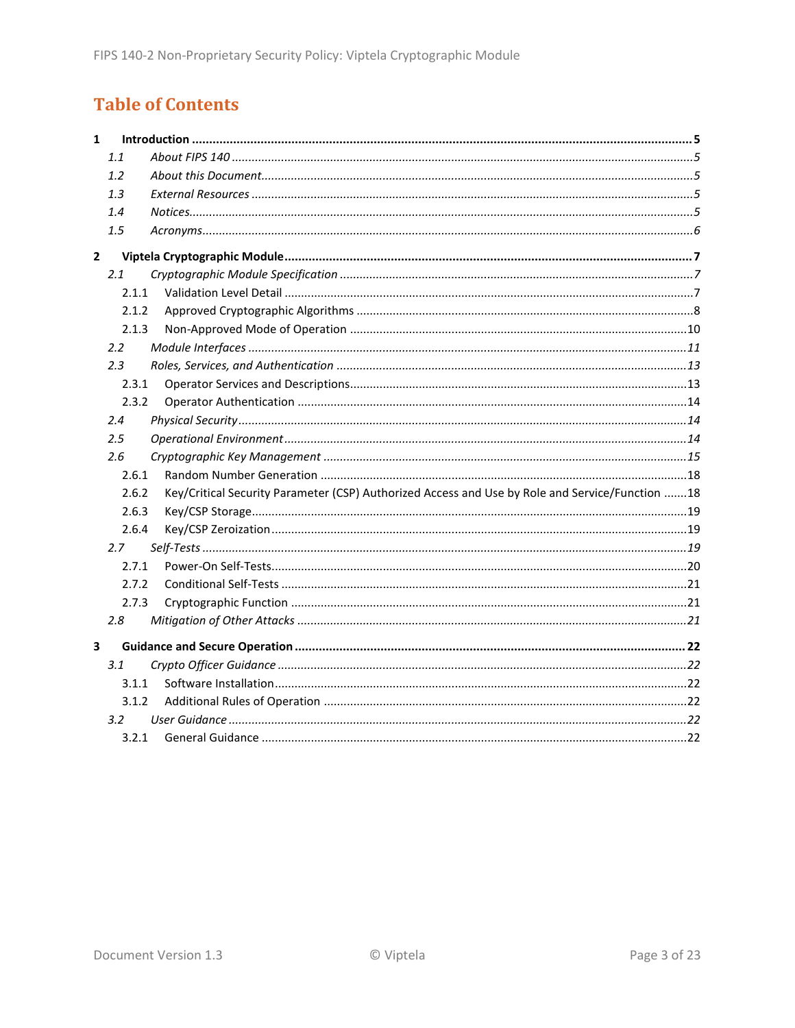# Table of Contents

**1 Introduction ..................................................... 5**

*1.1 About FIPS 140 ..................................................... 5*

*1.2 About this Document..................................................... 5*

*1.3 External Resources ..................................................... 5*

*1.4 Notices..................................................... 5*

*1.5 Acronyms..................................................... 6*

**2 Viptela Cryptographic Module..................................................... 7**

*2.1 Cryptographic Module Specification ..................................................... 7*

2.1.1 Validation Level Detail ..................................................... 7

2.1.2 Approved Cryptographic Algorithms ..................................................... 8

2.1.3 Non-Approved Mode of Operation ..................................................... 10

*2.2 Module Interfaces ..................................................... 11*

*2.3 Roles, Services, and Authentication ..................................................... 13*

2.3.1 Operator Services and Descriptions..................................................... 13

2.3.2 Operator Authentication ..................................................... 14

*2.4 Physical Security..................................................... 14*

*2.5 Operational Environment..................................................... 14*

*2.6 Cryptographic Key Management ..................................................... 15*

2.6.1 Random Number Generation ..................................................... 18

2.6.2 Key/Critical Security Parameter (CSP) Authorized Access and Use by Role and Service/Function ....... 18

2.6.3 Key/CSP Storage..................................................... 19

2.6.4 Key/CSP Zeroization..................................................... 19

*2.7 Self-Tests ..................................................... 19*

2.7.1 Power-On Self-Tests..................................................... 20

2.7.2 Conditional Self-Tests ..................................................... 21

2.7.3 Cryptographic Function ..................................................... 21

*2.8 Mitigation of Other Attacks ..................................................... 21*

**3 Guidance and Secure Operation ..................................................... 22**

*3.1 Crypto Officer Guidance ..................................................... 22*

3.1.1 Software Installation..................................................... 22

3.1.2 Additional Rules of Operation ..................................................... 22

*3.2 User Guidance ..................................................... 22*

3.2.1 General Guidance ..................................................... 22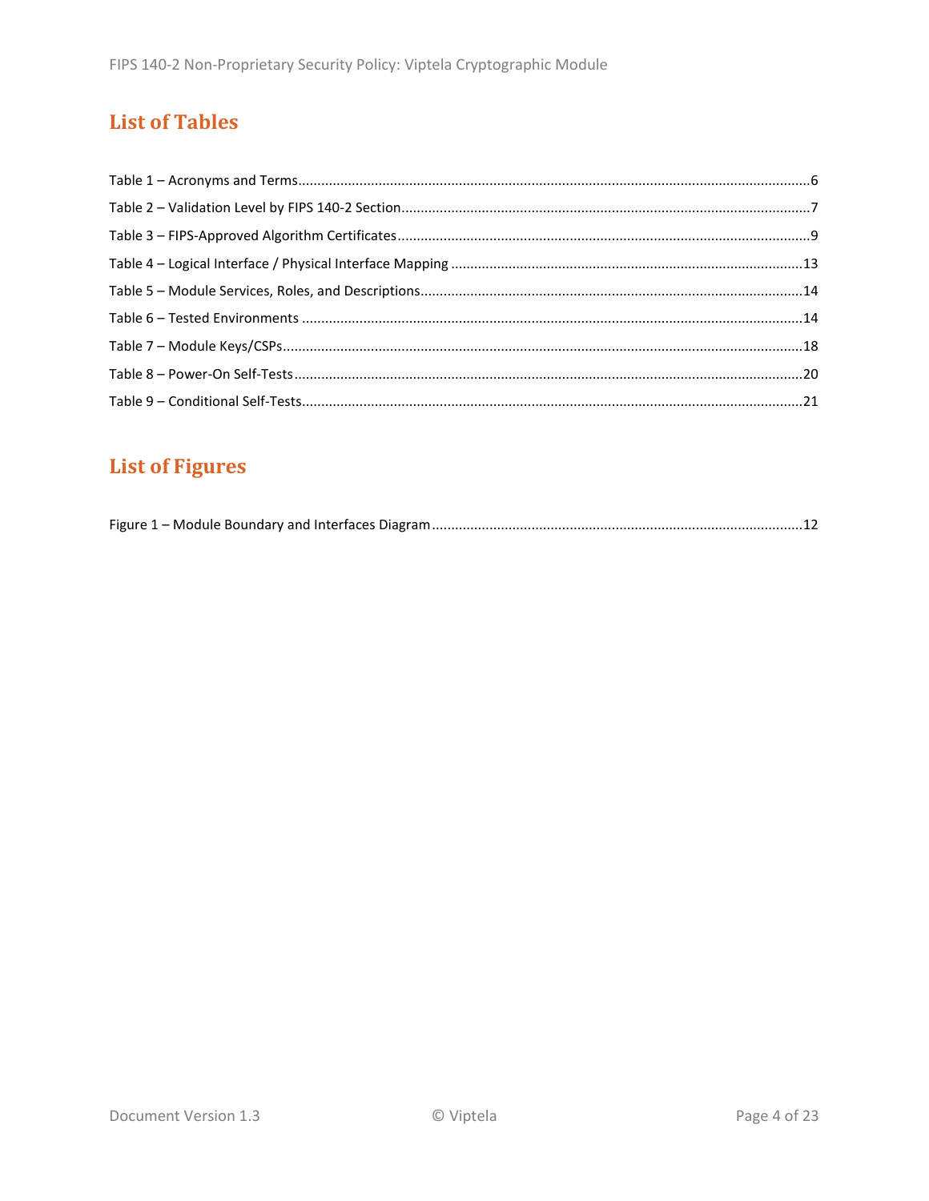## List of Tables

Table 1 – Acronyms and Terms....6
Table 2 – Validation Level by FIPS 140-2 Section....7
Table 3 – FIPS-Approved Algorithm Certificates....9
Table 4 – Logical Interface / Physical Interface Mapping....13
Table 5 – Module Services, Roles, and Descriptions....14
Table 6 – Tested Environments....14
Table 7 – Module Keys/CSPs....18
Table 8 – Power-On Self-Tests....20
Table 9 – Conditional Self-Tests....21

## List of Figures

Figure 1 – Module Boundary and Interfaces Diagram....12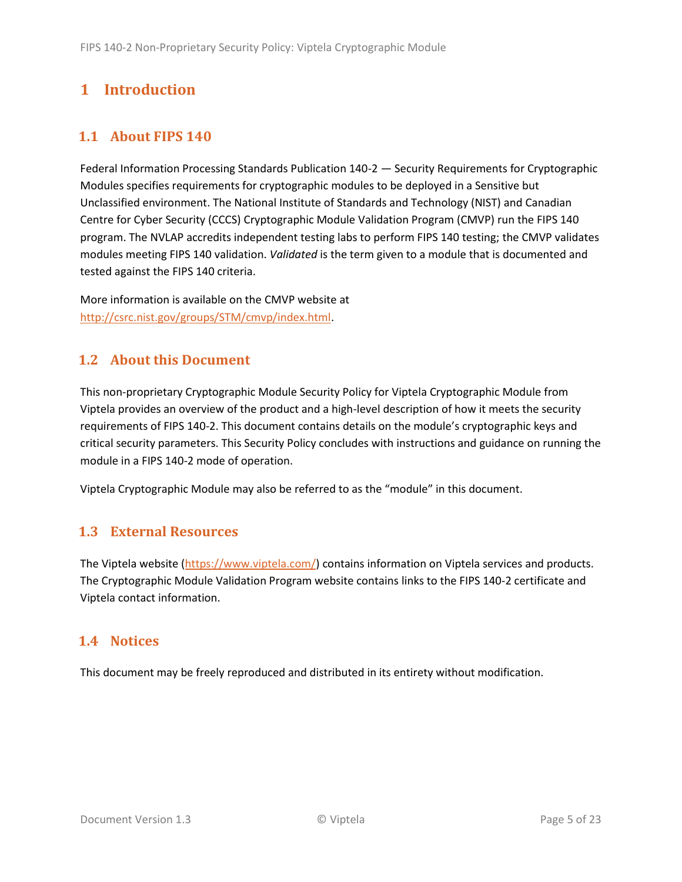# 1 Introduction

## 1.1 About FIPS 140

Federal Information Processing Standards Publication 140-2 — Security Requirements for Cryptographic Modules specifies requirements for cryptographic modules to be deployed in a Sensitive but Unclassified environment. The National Institute of Standards and Technology (NIST) and Canadian Centre for Cyber Security (CCCS) Cryptographic Module Validation Program (CMVP) run the FIPS 140 program. The NVLAP accredits independent testing labs to perform FIPS 140 testing; the CMVP validates modules meeting FIPS 140 validation. *Validated* is the term given to a module that is documented and tested against the FIPS 140 criteria.

More information is available on the CMVP website at [http://csrc.nist.gov/groups/STM/cmvp/index.html](http://csrc.nist.gov/groups/STM/cmvp/index.html).

## 1.2 About this Document

This non-proprietary Cryptographic Module Security Policy for Viptela Cryptographic Module from Viptela provides an overview of the product and a high-level description of how it meets the security requirements of FIPS 140-2. This document contains details on the module's cryptographic keys and critical security parameters. This Security Policy concludes with instructions and guidance on running the module in a FIPS 140-2 mode of operation.

Viptela Cryptographic Module may also be referred to as the "module" in this document.

## 1.3 External Resources

The Viptela website ([https://www.viptela.com/](https://www.viptela.com/)) contains information on Viptela services and products. The Cryptographic Module Validation Program website contains links to the FIPS 140-2 certificate and Viptela contact information.

## 1.4 Notices

This document may be freely reproduced and distributed in its entirety without modification.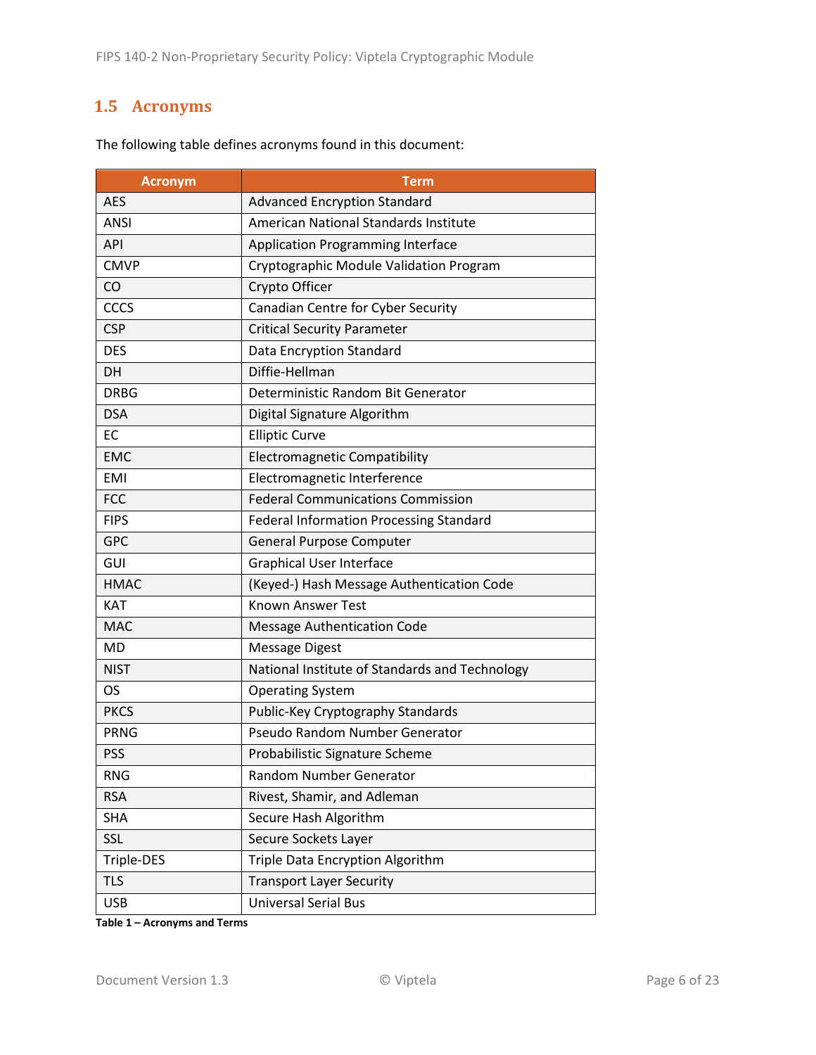## 1.5 Acronyms

The following table defines acronyms found in this document:

| Acronym | Term |
|---|---|
| AES | Advanced Encryption Standard |
| ANSI | American National Standards Institute |
| API | Application Programming Interface |
| CMVP | Cryptographic Module Validation Program |
| CO | Crypto Officer |
| CCCS | Canadian Centre for Cyber Security |
| CSP | Critical Security Parameter |
| DES | Data Encryption Standard |
| DH | Diffie-Hellman |
| DRBG | Deterministic Random Bit Generator |
| DSA | Digital Signature Algorithm |
| EC | Elliptic Curve |
| EMC | Electromagnetic Compatibility |
| EMI | Electromagnetic Interference |
| FCC | Federal Communications Commission |
| FIPS | Federal Information Processing Standard |
| GPC | General Purpose Computer |
| GUI | Graphical User Interface |
| HMAC | (Keyed-) Hash Message Authentication Code |
| KAT | Known Answer Test |
| MAC | Message Authentication Code |
| MD | Message Digest |
| NIST | National Institute of Standards and Technology |
| OS | Operating System |
| PKCS | Public-Key Cryptography Standards |
| PRNG | Pseudo Random Number Generator |
| PSS | Probabilistic Signature Scheme |
| RNG | Random Number Generator |
| RSA | Rivest, Shamir, and Adleman |
| SHA | Secure Hash Algorithm |
| SSL | Secure Sockets Layer |
| Triple-DES | Triple Data Encryption Algorithm |
| TLS | Transport Layer Security |
| USB | Universal Serial Bus |

**Table 1 – Acronyms and Terms**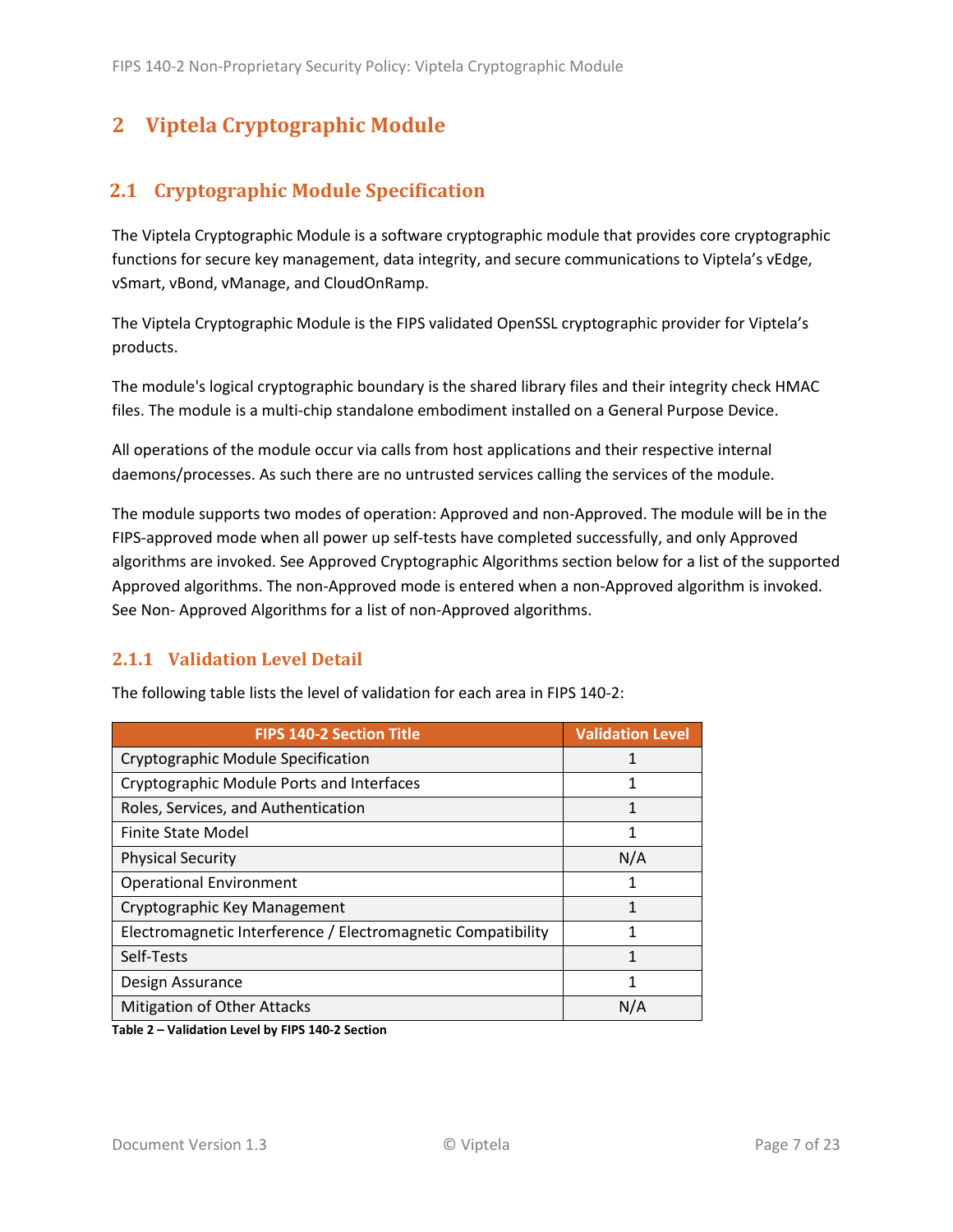# 2 Viptela Cryptographic Module

## 2.1 Cryptographic Module Specification

The Viptela Cryptographic Module is a software cryptographic module that provides core cryptographic functions for secure key management, data integrity, and secure communications to Viptela's vEdge, vSmart, vBond, vManage, and CloudOnRamp.

The Viptela Cryptographic Module is the FIPS validated OpenSSL cryptographic provider for Viptela's products.

The module's logical cryptographic boundary is the shared library files and their integrity check HMAC files. The module is a multi-chip standalone embodiment installed on a General Purpose Device.

All operations of the module occur via calls from host applications and their respective internal daemons/processes. As such there are no untrusted services calling the services of the module.

The module supports two modes of operation: Approved and non-Approved. The module will be in the FIPS-approved mode when all power up self-tests have completed successfully, and only Approved algorithms are invoked. See Approved Cryptographic Algorithms section below for a list of the supported Approved algorithms. The non-Approved mode is entered when a non-Approved algorithm is invoked. See Non- Approved Algorithms for a list of non-Approved algorithms.

### 2.1.1 Validation Level Detail

The following table lists the level of validation for each area in FIPS 140-2:

| FIPS 140-2 Section Title | Validation Level |
|---|---|
| Cryptographic Module Specification | 1 |
| Cryptographic Module Ports and Interfaces | 1 |
| Roles, Services, and Authentication | 1 |
| Finite State Model | 1 |
| Physical Security | N/A |
| Operational Environment | 1 |
| Cryptographic Key Management | 1 |
| Electromagnetic Interference / Electromagnetic Compatibility | 1 |
| Self-Tests | 1 |
| Design Assurance | 1 |
| Mitigation of Other Attacks | N/A |

**Table 2 – Validation Level by FIPS 140-2 Section**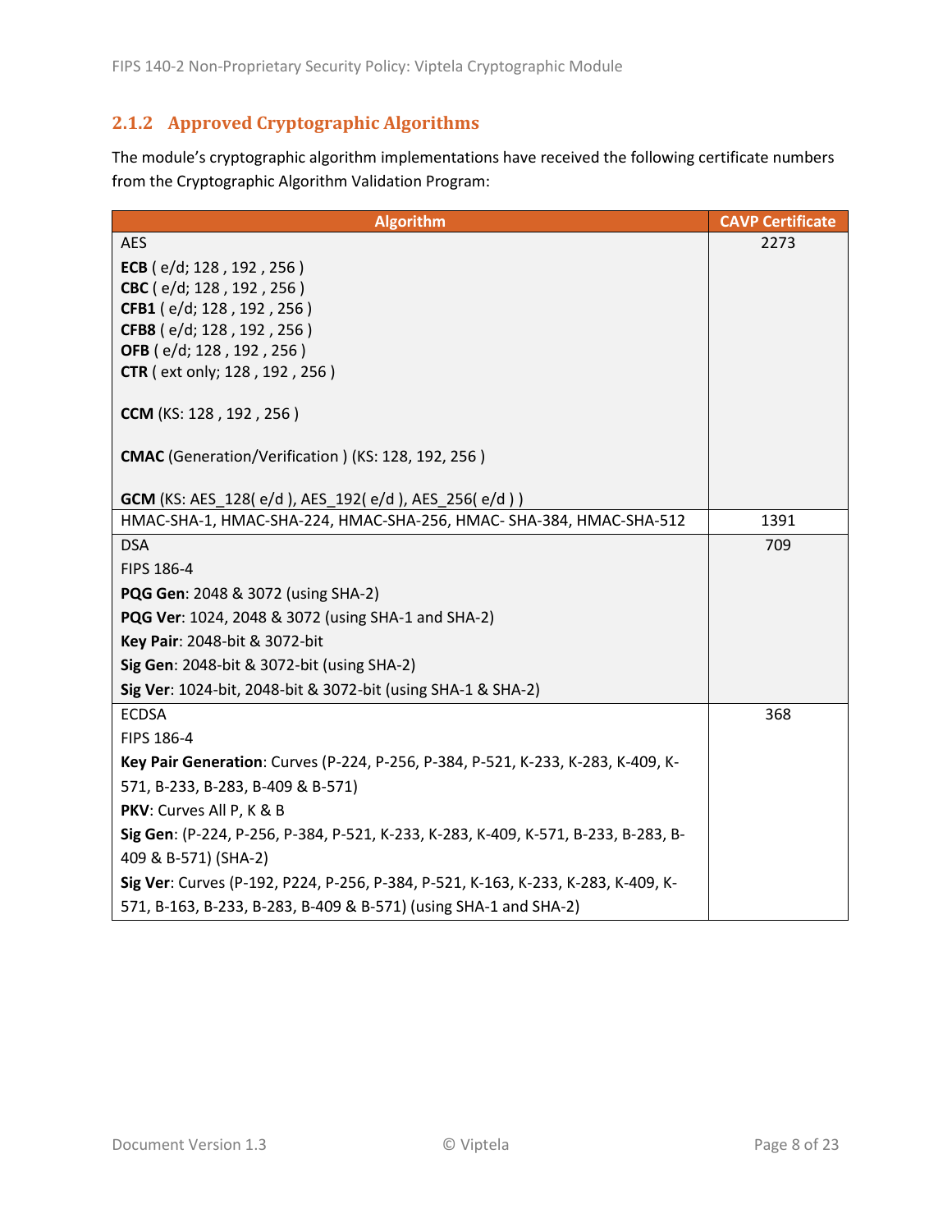### 2.1.2 Approved Cryptographic Algorithms

The module's cryptographic algorithm implementations have received the following certificate numbers from the Cryptographic Algorithm Validation Program:

| Algorithm | CAVP Certificate |
|---|---|
| AES<br><br>**ECB** ( e/d; 128 , 192 , 256 )<br>**CBC** ( e/d; 128 , 192 , 256 )<br>**CFB1** ( e/d; 128 , 192 , 256 )<br>**CFB8** ( e/d; 128 , 192 , 256 )<br>**OFB** ( e/d; 128 , 192 , 256 )<br>**CTR** ( ext only; 128 , 192 , 256 )<br><br>**CCM** (KS: 128 , 192 , 256 )<br><br>**CMAC** (Generation/Verification ) (KS: 128, 192, 256 )<br><br>**GCM** (KS: AES_128( e/d ), AES_192( e/d ), AES_256( e/d ) ) | 2273 |
| HMAC-SHA-1, HMAC-SHA-224, HMAC-SHA-256, HMAC- SHA-384, HMAC-SHA-512 | 1391 |
| DSA<br>FIPS 186-4<br>**PQG Gen**: 2048 & 3072 (using SHA-2)<br>**PQG Ver**: 1024, 2048 & 3072 (using SHA-1 and SHA-2)<br>**Key Pair**: 2048-bit & 3072-bit<br>**Sig Gen**: 2048-bit & 3072-bit (using SHA-2)<br>**Sig Ver**: 1024-bit, 2048-bit & 3072-bit (using SHA-1 & SHA-2) | 709 |
| ECDSA<br>FIPS 186-4<br>**Key Pair Generation**: Curves (P-224, P-256, P-384, P-521, K-233, K-283, K-409, K-571, B-233, B-283, B-409 & B-571)<br>**PKV**: Curves All P, K & B<br>**Sig Gen**: (P-224, P-256, P-384, P-521, K-233, K-283, K-409, K-571, B-233, B-283, B-409 & B-571) (SHA-2)<br>**Sig Ver**: Curves (P-192, P224, P-256, P-384, P-521, K-163, K-233, K-283, K-409, K-571, B-163, B-233, B-283, B-409 & B-571) (using SHA-1 and SHA-2) | 368 |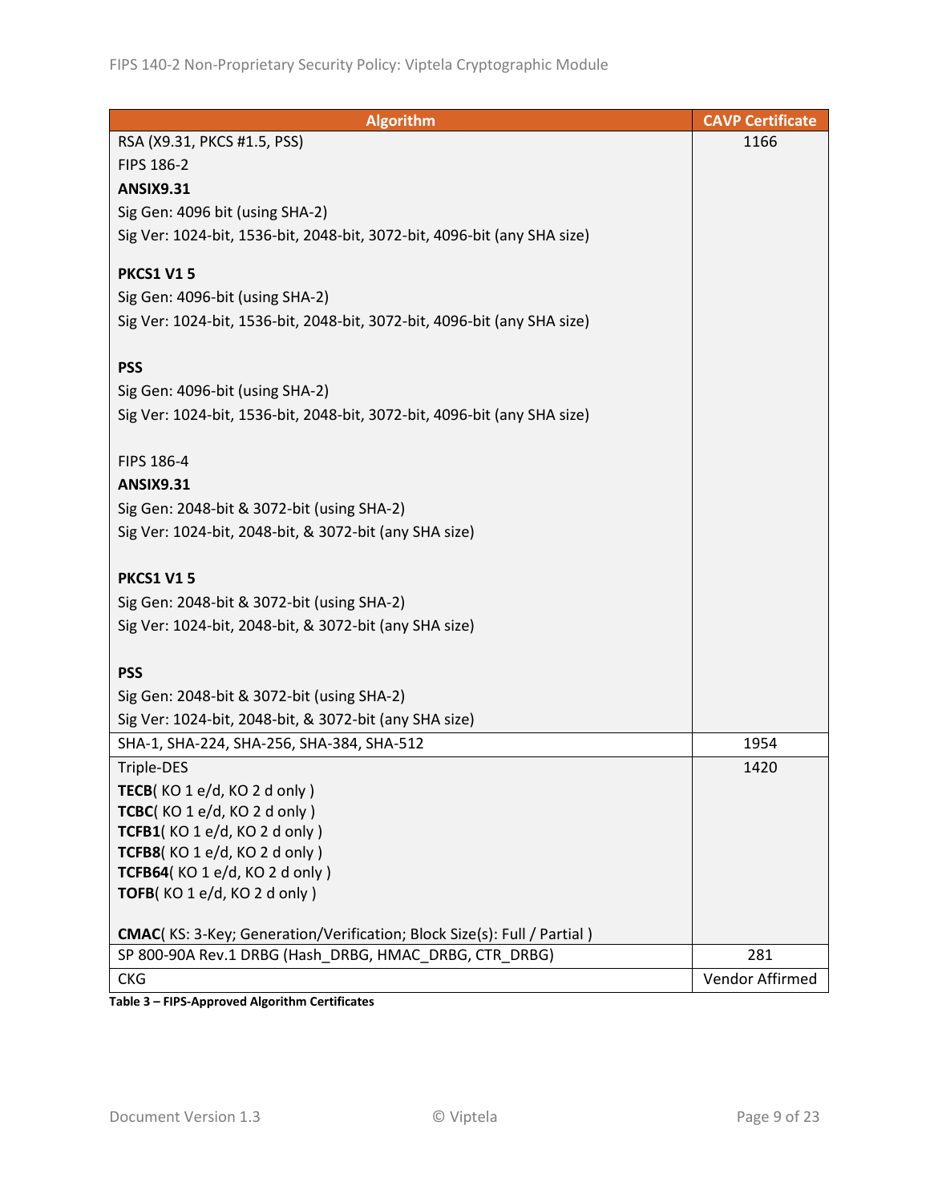| Algorithm | CAVP Certificate |
|---|---|
| RSA (X9.31, PKCS #1.5, PSS)<br>FIPS 186-2<br>**ANSIX9.31**<br>Sig Gen: 4096 bit (using SHA-2)<br>Sig Ver: 1024-bit, 1536-bit, 2048-bit, 3072-bit, 4096-bit (any SHA size)<br><br>**PKCS1 V1 5**<br>Sig Gen: 4096-bit (using SHA-2)<br>Sig Ver: 1024-bit, 1536-bit, 2048-bit, 3072-bit, 4096-bit (any SHA size)<br><br>**PSS**<br>Sig Gen: 4096-bit (using SHA-2)<br>Sig Ver: 1024-bit, 1536-bit, 2048-bit, 3072-bit, 4096-bit (any SHA size)<br><br>FIPS 186-4<br>**ANSIX9.31**<br>Sig Gen: 2048-bit & 3072-bit (using SHA-2)<br>Sig Ver: 1024-bit, 2048-bit, & 3072-bit (any SHA size)<br><br>**PKCS1 V1 5**<br>Sig Gen: 2048-bit & 3072-bit (using SHA-2)<br>Sig Ver: 1024-bit, 2048-bit, & 3072-bit (any SHA size)<br><br>**PSS**<br>Sig Gen: 2048-bit & 3072-bit (using SHA-2)<br>Sig Ver: 1024-bit, 2048-bit, & 3072-bit (any SHA size) | 1166 |
| SHA-1, SHA-224, SHA-256, SHA-384, SHA-512 | 1954 |
| Triple-DES<br>**TECB**( KO 1 e/d, KO 2 d only )<br>**TCBC**( KO 1 e/d, KO 2 d only )<br>**TCFB1**( KO 1 e/d, KO 2 d only )<br>**TCFB8**( KO 1 e/d, KO 2 d only )<br>**TCFB64**( KO 1 e/d, KO 2 d only )<br>**TOFB**( KO 1 e/d, KO 2 d only )<br><br>**CMAC**( KS: 3-Key; Generation/Verification; Block Size(s): Full / Partial ) | 1420 |
| SP 800-90A Rev.1 DRBG (Hash_DRBG, HMAC_DRBG, CTR_DRBG) | 281 |
| CKG | Vendor Affirmed |

**Table 3 – FIPS-Approved Algorithm Certificates**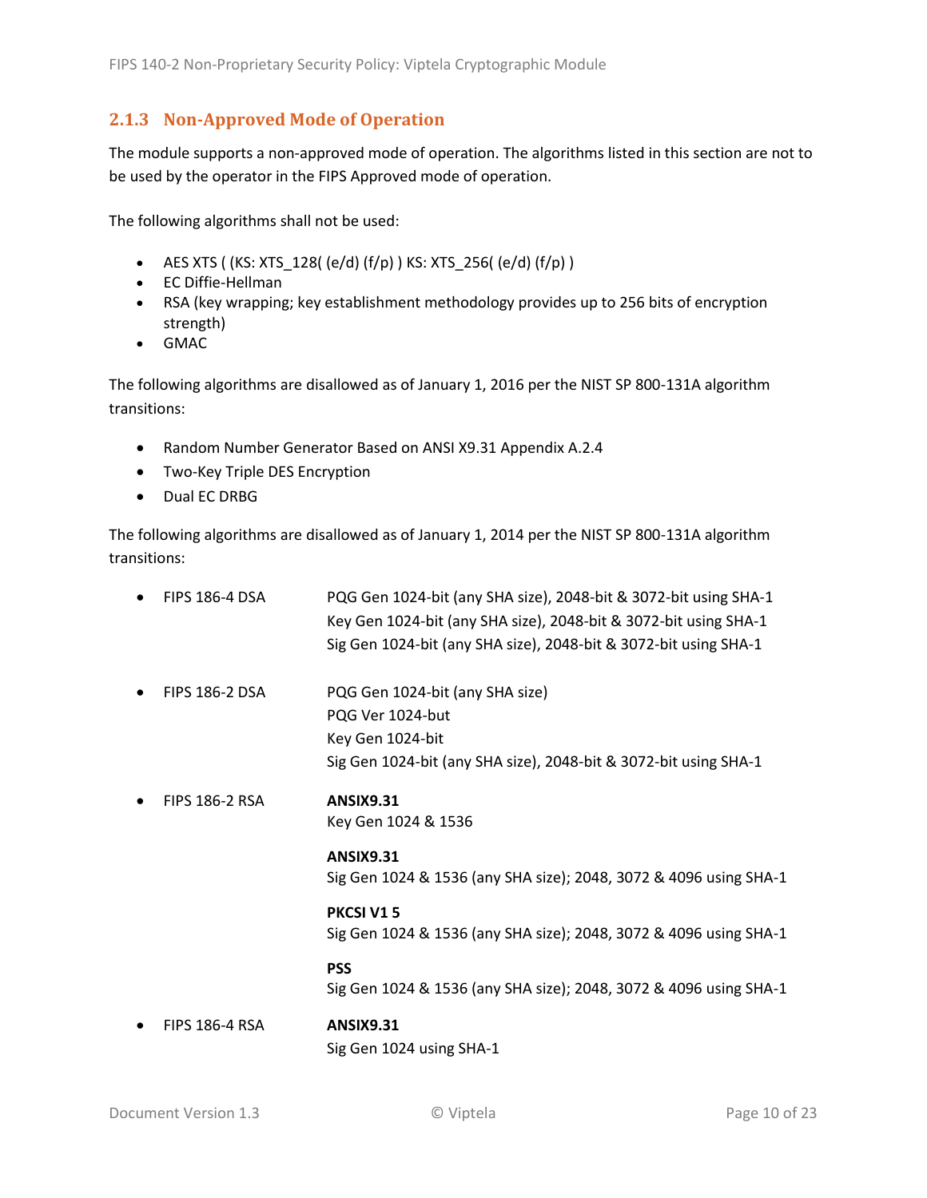### 2.1.3 Non-Approved Mode of Operation

The module supports a non-approved mode of operation. The algorithms listed in this section are not to be used by the operator in the FIPS Approved mode of operation.

The following algorithms shall not be used:

- AES XTS ( (KS: XTS_128( (e/d) (f/p) ) KS: XTS_256( (e/d) (f/p) )
- EC Diffie-Hellman
- RSA (key wrapping; key establishment methodology provides up to 256 bits of encryption strength)
- GMAC

The following algorithms are disallowed as of January 1, 2016 per the NIST SP 800-131A algorithm transitions:

- Random Number Generator Based on ANSI X9.31 Appendix A.2.4
- Two-Key Triple DES Encryption
- Dual EC DRBG

The following algorithms are disallowed as of January 1, 2014 per the NIST SP 800-131A algorithm transitions:

- FIPS 186-4 DSA
  - PQG Gen 1024-bit (any SHA size), 2048-bit & 3072-bit using SHA-1
  - Key Gen 1024-bit (any SHA size), 2048-bit & 3072-bit using SHA-1
  - Sig Gen 1024-bit (any SHA size), 2048-bit & 3072-bit using SHA-1
- FIPS 186-2 DSA
  - PQG Gen 1024-bit (any SHA size)
  - PQG Ver 1024-but
  - Key Gen 1024-bit
  - Sig Gen 1024-bit (any SHA size), 2048-bit & 3072-bit using SHA-1
- FIPS 186-2 RSA
  - **ANSIX9.31**
    Key Gen 1024 & 1536
  - **ANSIX9.31**
    Sig Gen 1024 & 1536 (any SHA size); 2048, 3072 & 4096 using SHA-1
  - **PKCSI V1 5**
    Sig Gen 1024 & 1536 (any SHA size); 2048, 3072 & 4096 using SHA-1
  - **PSS**
    Sig Gen 1024 & 1536 (any SHA size); 2048, 3072 & 4096 using SHA-1
- FIPS 186-4 RSA
  - **ANSIX9.31**
    Sig Gen 1024 using SHA-1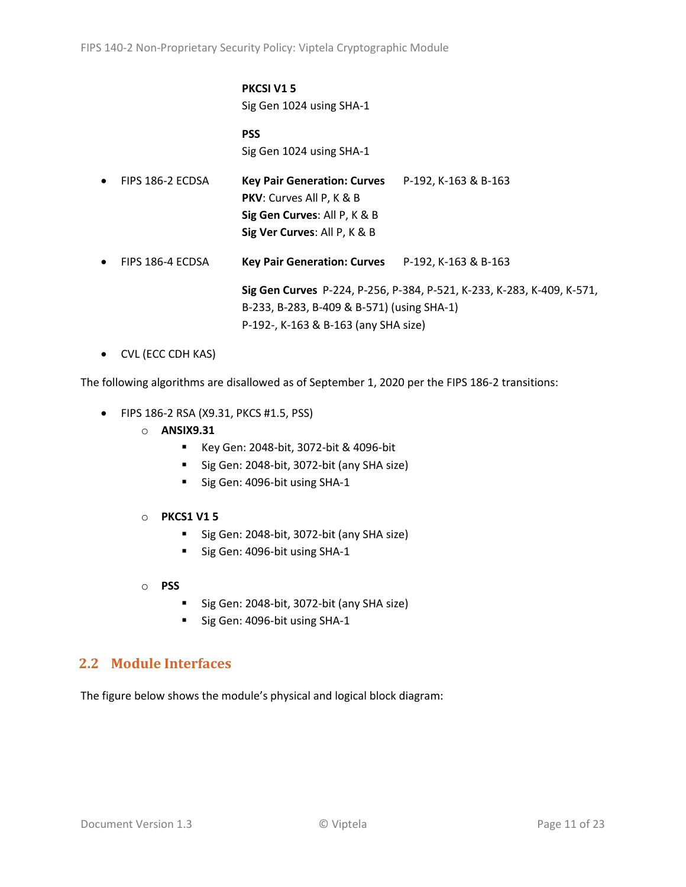**PKCSI V1 5**
Sig Gen 1024 using SHA-1

**PSS**
Sig Gen 1024 using SHA-1

- FIPS 186-2 ECDSA — **Key Pair Generation: Curves** P-192, K-163 & B-163
  **PKV**: Curves All P, K & B
  **Sig Gen Curves**: All P, K & B
  **Sig Ver Curves**: All P, K & B
- FIPS 186-4 ECDSA — **Key Pair Generation: Curves** P-192, K-163 & B-163

  **Sig Gen Curves** P-224, P-256, P-384, P-521, K-233, K-283, K-409, K-571, B-233, B-283, B-409 & B-571) (using SHA-1)
  P-192-, K-163 & B-163 (any SHA size)
- CVL (ECC CDH KAS)

The following algorithms are disallowed as of September 1, 2020 per the FIPS 186-2 transitions:

- FIPS 186-2 RSA (X9.31, PKCS #1.5, PSS)
  - **ANSIX9.31**
    - Key Gen: 2048-bit, 3072-bit & 4096-bit
    - Sig Gen: 2048-bit, 3072-bit (any SHA size)
    - Sig Gen: 4096-bit using SHA-1
  - **PKCS1 V1 5**
    - Sig Gen: 2048-bit, 3072-bit (any SHA size)
    - Sig Gen: 4096-bit using SHA-1
  - **PSS**
    - Sig Gen: 2048-bit, 3072-bit (any SHA size)
    - Sig Gen: 4096-bit using SHA-1

## 2.2 Module Interfaces

The figure below shows the module's physical and logical block diagram: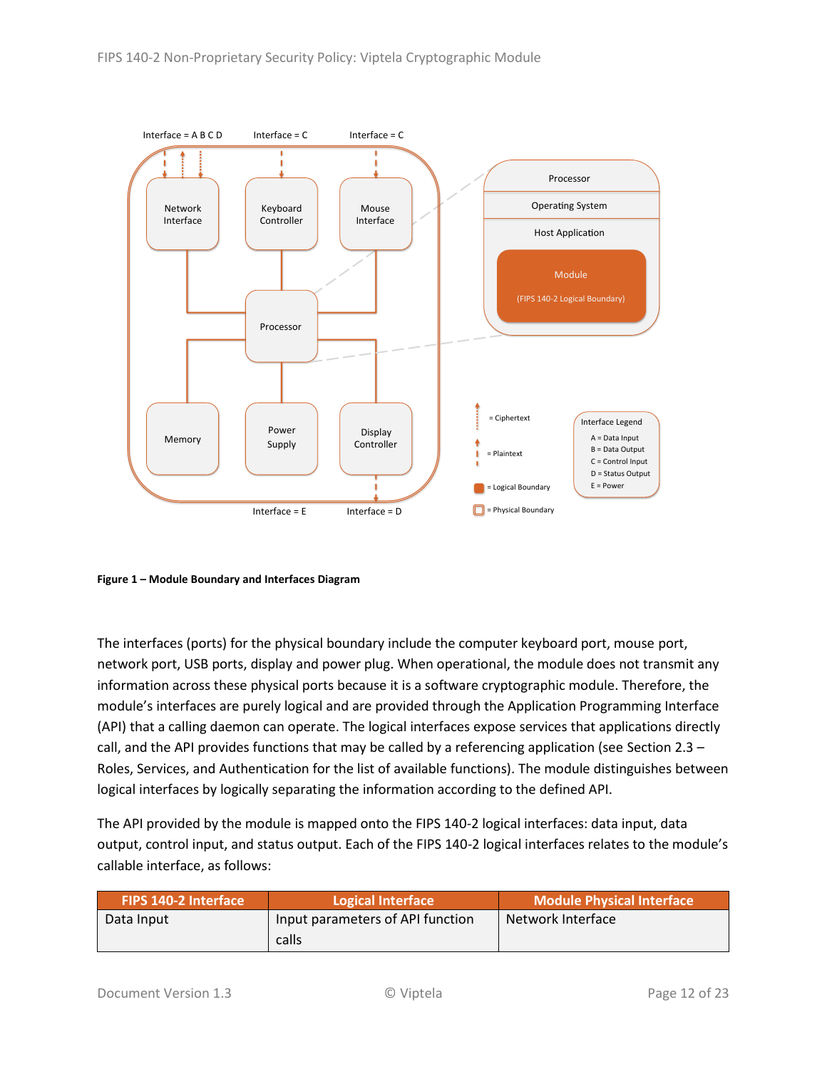**Figure 1 – Module Boundary and Interfaces Diagram**

The interfaces (ports) for the physical boundary include the computer keyboard port, mouse port, network port, USB ports, display and power plug. When operational, the module does not transmit any information across these physical ports because it is a software cryptographic module. Therefore, the module's interfaces are purely logical and are provided through the Application Programming Interface (API) that a calling daemon can operate. The logical interfaces expose services that applications directly call, and the API provides functions that may be called by a referencing application (see Section 2.3 – Roles, Services, and Authentication for the list of available functions). The module distinguishes between logical interfaces by logically separating the information according to the defined API.

The API provided by the module is mapped onto the FIPS 140-2 logical interfaces: data input, data output, control input, and status output. Each of the FIPS 140-2 logical interfaces relates to the module's callable interface, as follows:

| FIPS 140-2 Interface | Logical Interface | Module Physical Interface |
|---|---|---|
| Data Input | Input parameters of API function calls | Network Interface |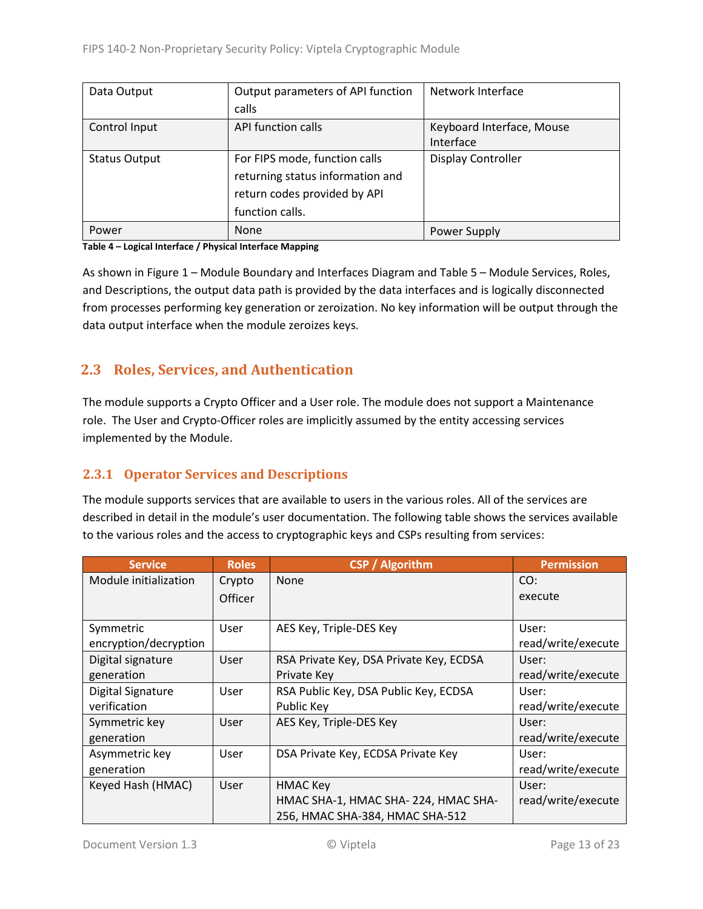| Data Output | Output parameters of API function calls | Network Interface |
|---|---|---|
| Control Input | API function calls | Keyboard Interface, Mouse Interface |
| Status Output | For FIPS mode, function calls returning status information and return codes provided by API function calls. | Display Controller |
| Power | None | Power Supply |

**Table 4 – Logical Interface / Physical Interface Mapping**

As shown in Figure 1 – Module Boundary and Interfaces Diagram and Table 5 – Module Services, Roles, and Descriptions, the output data path is provided by the data interfaces and is logically disconnected from processes performing key generation or zeroization. No key information will be output through the data output interface when the module zeroizes keys.

## 2.3 Roles, Services, and Authentication

The module supports a Crypto Officer and a User role. The module does not support a Maintenance role. The User and Crypto-Officer roles are implicitly assumed by the entity accessing services implemented by the Module.

### 2.3.1 Operator Services and Descriptions

The module supports services that are available to users in the various roles. All of the services are described in detail in the module's user documentation. The following table shows the services available to the various roles and the access to cryptographic keys and CSPs resulting from services:

| Service | Roles | CSP / Algorithm | Permission |
|---|---|---|---|
| Module initialization | Crypto Officer | None | CO: execute |
| Symmetric encryption/decryption | User | AES Key, Triple-DES Key | User: read/write/execute |
| Digital signature generation | User | RSA Private Key, DSA Private Key, ECDSA Private Key | User: read/write/execute |
| Digital Signature verification | User | RSA Public Key, DSA Public Key, ECDSA Public Key | User: read/write/execute |
| Symmetric key generation | User | AES Key, Triple-DES Key | User: read/write/execute |
| Asymmetric key generation | User | DSA Private Key, ECDSA Private Key | User: read/write/execute |
| Keyed Hash (HMAC) | User | HMAC Key<br>HMAC SHA-1, HMAC SHA- 224, HMAC SHA-256, HMAC SHA-384, HMAC SHA-512 | User: read/write/execute |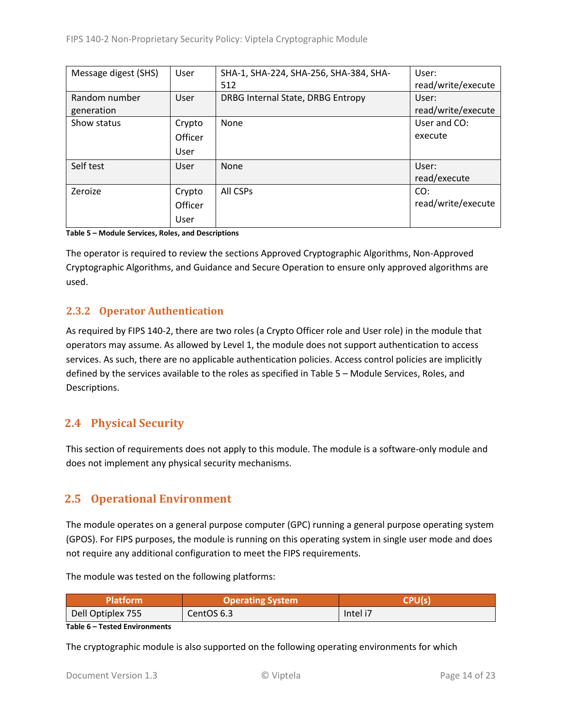| Message digest (SHS) | User | SHA-1, SHA-224, SHA-256, SHA-384, SHA-512 | User: read/write/execute |
|---|---|---|---|
| Random number generation | User | DRBG Internal State, DRBG Entropy | User: read/write/execute |
| Show status | Crypto Officer User | None | User and CO: execute |
| Self test | User | None | User: read/execute |
| Zeroize | Crypto Officer User | All CSPs | CO: read/write/execute |

**Table 5 – Module Services, Roles, and Descriptions**

The operator is required to review the sections Approved Cryptographic Algorithms, Non-Approved Cryptographic Algorithms, and Guidance and Secure Operation to ensure only approved algorithms are used.

### 2.3.2 Operator Authentication

As required by FIPS 140-2, there are two roles (a Crypto Officer role and User role) in the module that operators may assume. As allowed by Level 1, the module does not support authentication to access services. As such, there are no applicable authentication policies. Access control policies are implicitly defined by the services available to the roles as specified in Table 5 – Module Services, Roles, and Descriptions.

## 2.4 Physical Security

This section of requirements does not apply to this module. The module is a software-only module and does not implement any physical security mechanisms.

## 2.5 Operational Environment

The module operates on a general purpose computer (GPC) running a general purpose operating system (GPOS). For FIPS purposes, the module is running on this operating system in single user mode and does not require any additional configuration to meet the FIPS requirements.

The module was tested on the following platforms:

| Platform | Operating System | CPU(s) |
|---|---|---|
| Dell Optiplex 755 | CentOS 6.3 | Intel i7 |

**Table 6 – Tested Environments**

The cryptographic module is also supported on the following operating environments for which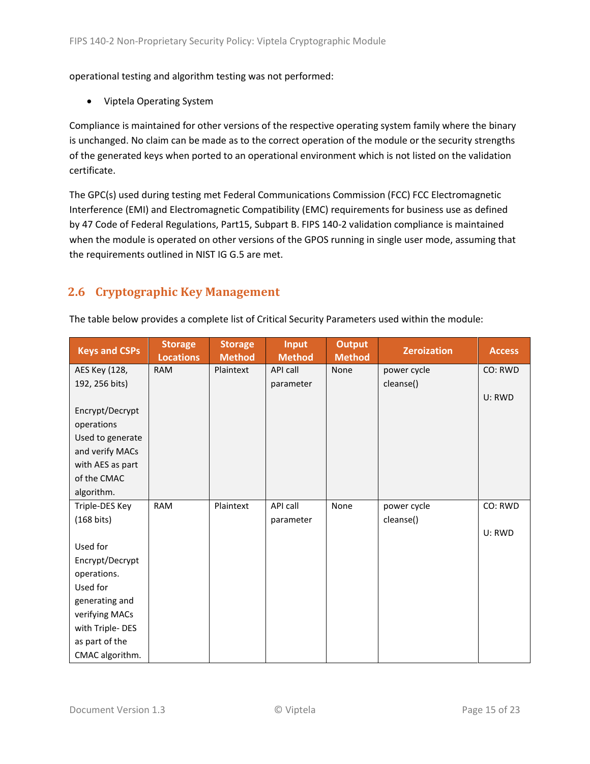operational testing and algorithm testing was not performed:

- Viptela Operating System

Compliance is maintained for other versions of the respective operating system family where the binary is unchanged. No claim can be made as to the correct operation of the module or the security strengths of the generated keys when ported to an operational environment which is not listed on the validation certificate.

The GPC(s) used during testing met Federal Communications Commission (FCC) FCC Electromagnetic Interference (EMI) and Electromagnetic Compatibility (EMC) requirements for business use as defined by 47 Code of Federal Regulations, Part15, Subpart B. FIPS 140-2 validation compliance is maintained when the module is operated on other versions of the GPOS running in single user mode, assuming that the requirements outlined in NIST IG G.5 are met.

## 2.6 Cryptographic Key Management

The table below provides a complete list of Critical Security Parameters used within the module:

| Keys and CSPs | Storage Locations | Storage Method | Input Method | Output Method | Zeroization | Access |
|---|---|---|---|---|---|---|
| AES Key (128, 192, 256 bits)<br><br>Encrypt/Decrypt operations Used to generate and verify MACs with AES as part of the CMAC algorithm. | RAM | Plaintext | API call parameter | None | power cycle cleanse() | CO: RWD<br><br>U: RWD |
| Triple-DES Key (168 bits)<br><br>Used for Encrypt/Decrypt operations. Used for generating and verifying MACs with Triple- DES as part of the CMAC algorithm. | RAM | Plaintext | API call parameter | None | power cycle cleanse() | CO: RWD<br><br>U: RWD |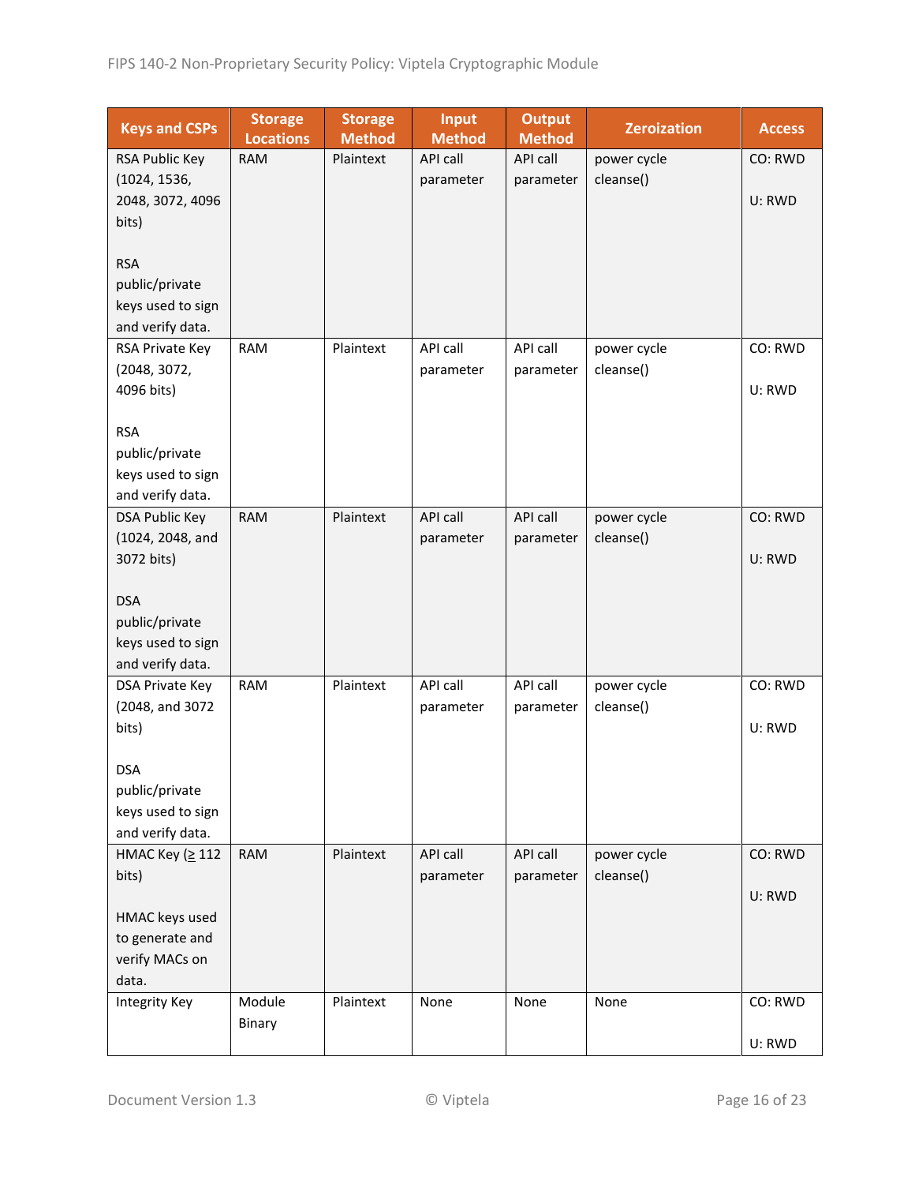| Keys and CSPs | Storage Locations | Storage Method | Input Method | Output Method | Zeroization | Access |
|---|---|---|---|---|---|---|
| RSA Public Key (1024, 1536, 2048, 3072, 4096 bits)<br><br>RSA public/private keys used to sign and verify data. | RAM | Plaintext | API call parameter | API call parameter | power cycle cleanse() | CO: RWD<br><br>U: RWD |
| RSA Private Key (2048, 3072, 4096 bits)<br><br>RSA public/private keys used to sign and verify data. | RAM | Plaintext | API call parameter | API call parameter | power cycle cleanse() | CO: RWD<br><br>U: RWD |
| DSA Public Key (1024, 2048, and 3072 bits)<br><br>DSA public/private keys used to sign and verify data. | RAM | Plaintext | API call parameter | API call parameter | power cycle cleanse() | CO: RWD<br><br>U: RWD |
| DSA Private Key (2048, and 3072 bits)<br><br>DSA public/private keys used to sign and verify data. | RAM | Plaintext | API call parameter | API call parameter | power cycle cleanse() | CO: RWD<br><br>U: RWD |
| HMAC Key (≥ 112 bits)<br><br>HMAC keys used to generate and verify MACs on data. | RAM | Plaintext | API call parameter | API call parameter | power cycle cleanse() | CO: RWD<br><br>U: RWD |
| Integrity Key | Module Binary | Plaintext | None | None | None | CO: RWD<br><br>U: RWD |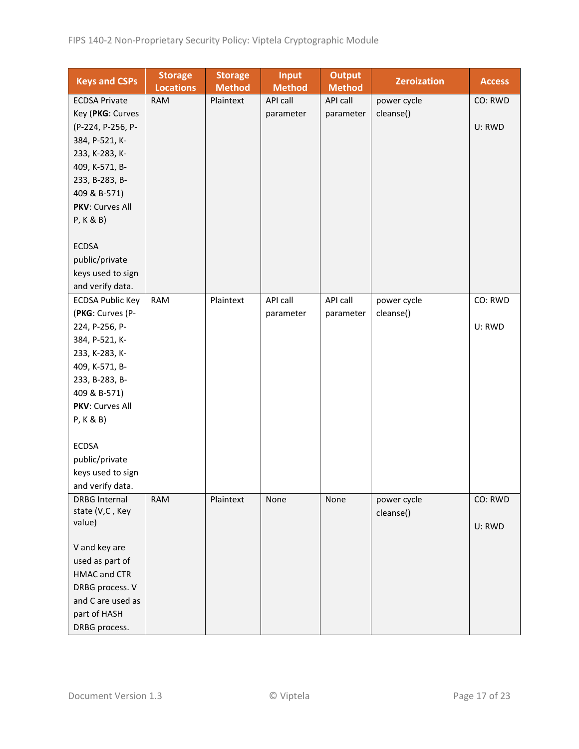| Keys and CSPs | Storage Locations | Storage Method | Input Method | Output Method | Zeroization | Access |
|---|---|---|---|---|---|---|
| ECDSA Private Key (**PKG**: Curves (P-224, P-256, P-384, P-521, K-233, K-283, K-409, K-571, B-233, B-283, B-409 & B-571) **PKV**: Curves All P, K & B)<br><br>ECDSA public/private keys used to sign and verify data. | RAM | Plaintext | API call parameter | API call parameter | power cycle cleanse() | CO: RWD<br><br>U: RWD |
| ECDSA Public Key (**PKG**: Curves (P-224, P-256, P-384, P-521, K-233, K-283, K-409, K-571, B-233, B-283, B-409 & B-571) **PKV**: Curves All P, K & B)<br><br>ECDSA public/private keys used to sign and verify data. | RAM | Plaintext | API call parameter | API call parameter | power cycle cleanse() | CO: RWD<br><br>U: RWD |
| DRBG Internal state (V,C , Key value)<br><br>V and key are used as part of HMAC and CTR DRBG process. V and C are used as part of HASH DRBG process. | RAM | Plaintext | None | None | power cycle cleanse() | CO: RWD<br><br>U: RWD |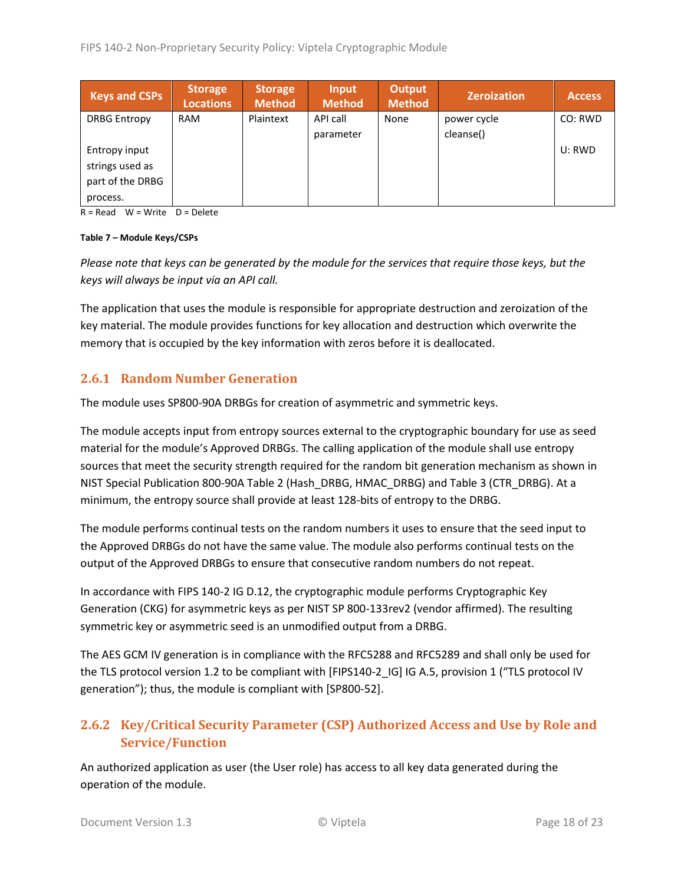| Keys and CSPs | Storage Locations | Storage Method | Input Method | Output Method | Zeroization | Access |
|---|---|---|---|---|---|---|
| DRBG Entropy<br><br>Entropy input strings used as part of the DRBG process. | RAM | Plaintext | API call parameter | None | power cycle cleanse() | CO: RWD<br><br>U: RWD |

R = Read W = Write D = Delete

**Table 7 – Module Keys/CSPs**

*Please note that keys can be generated by the module for the services that require those keys, but the keys will always be input via an API call.*

The application that uses the module is responsible for appropriate destruction and zeroization of the key material. The module provides functions for key allocation and destruction which overwrite the memory that is occupied by the key information with zeros before it is deallocated.

### 2.6.1 Random Number Generation

The module uses SP800-90A DRBGs for creation of asymmetric and symmetric keys.

The module accepts input from entropy sources external to the cryptographic boundary for use as seed material for the module's Approved DRBGs. The calling application of the module shall use entropy sources that meet the security strength required for the random bit generation mechanism as shown in NIST Special Publication 800-90A Table 2 (Hash_DRBG, HMAC_DRBG) and Table 3 (CTR_DRBG). At a minimum, the entropy source shall provide at least 128-bits of entropy to the DRBG.

The module performs continual tests on the random numbers it uses to ensure that the seed input to the Approved DRBGs do not have the same value. The module also performs continual tests on the output of the Approved DRBGs to ensure that consecutive random numbers do not repeat.

In accordance with FIPS 140-2 IG D.12, the cryptographic module performs Cryptographic Key Generation (CKG) for asymmetric keys as per NIST SP 800-133rev2 (vendor affirmed). The resulting symmetric key or asymmetric seed is an unmodified output from a DRBG.

The AES GCM IV generation is in compliance with the RFC5288 and RFC5289 and shall only be used for the TLS protocol version 1.2 to be compliant with [FIPS140-2_IG] IG A.5, provision 1 ("TLS protocol IV generation"); thus, the module is compliant with [SP800-52].

### 2.6.2 Key/Critical Security Parameter (CSP) Authorized Access and Use by Role and Service/Function

An authorized application as user (the User role) has access to all key data generated during the operation of the module.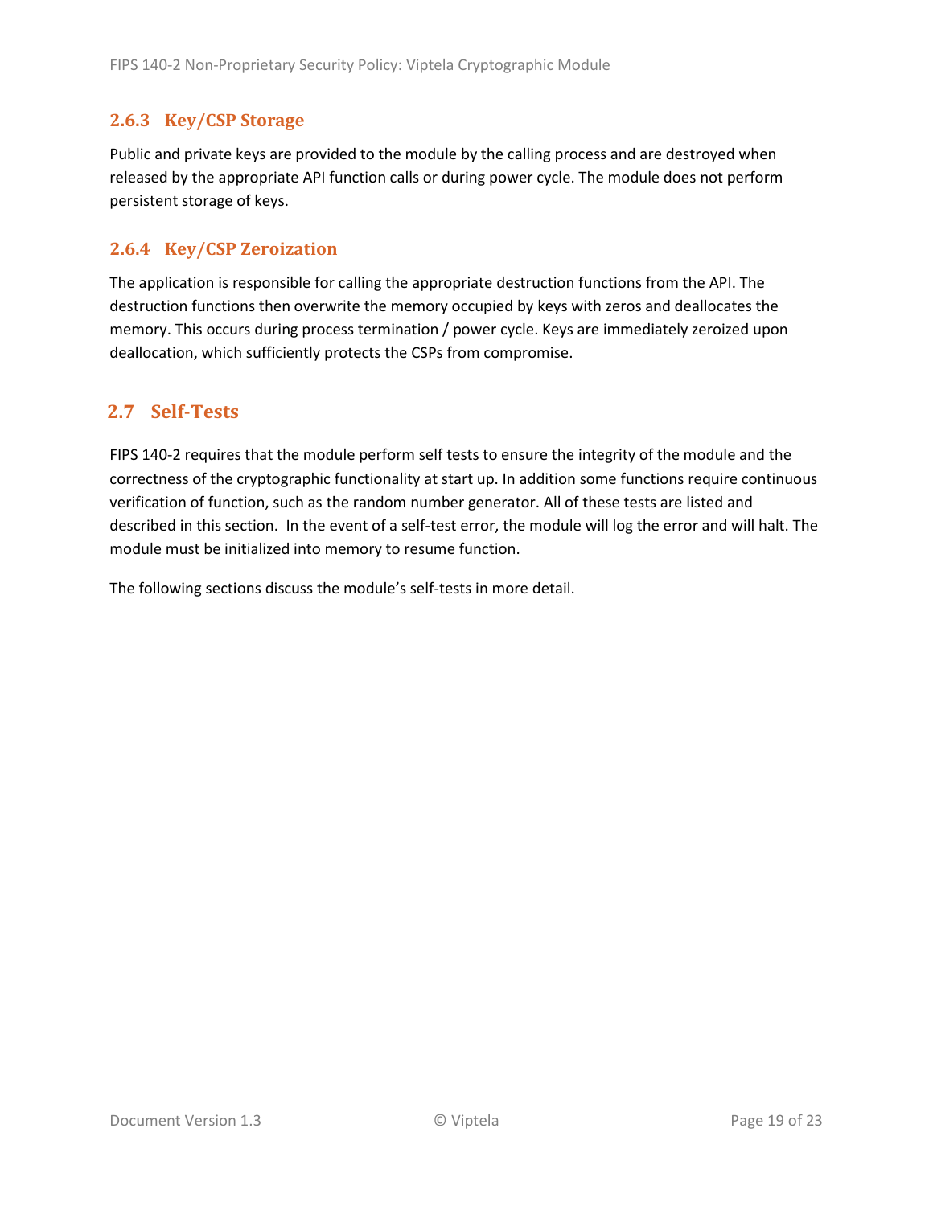### 2.6.3 Key/CSP Storage

Public and private keys are provided to the module by the calling process and are destroyed when released by the appropriate API function calls or during power cycle. The module does not perform persistent storage of keys.

### 2.6.4 Key/CSP Zeroization

The application is responsible for calling the appropriate destruction functions from the API. The destruction functions then overwrite the memory occupied by keys with zeros and deallocates the memory. This occurs during process termination / power cycle. Keys are immediately zeroized upon deallocation, which sufficiently protects the CSPs from compromise.

## 2.7 Self-Tests

FIPS 140-2 requires that the module perform self tests to ensure the integrity of the module and the correctness of the cryptographic functionality at start up. In addition some functions require continuous verification of function, such as the random number generator. All of these tests are listed and described in this section.  In the event of a self-test error, the module will log the error and will halt. The module must be initialized into memory to resume function.

The following sections discuss the module's self-tests in more detail.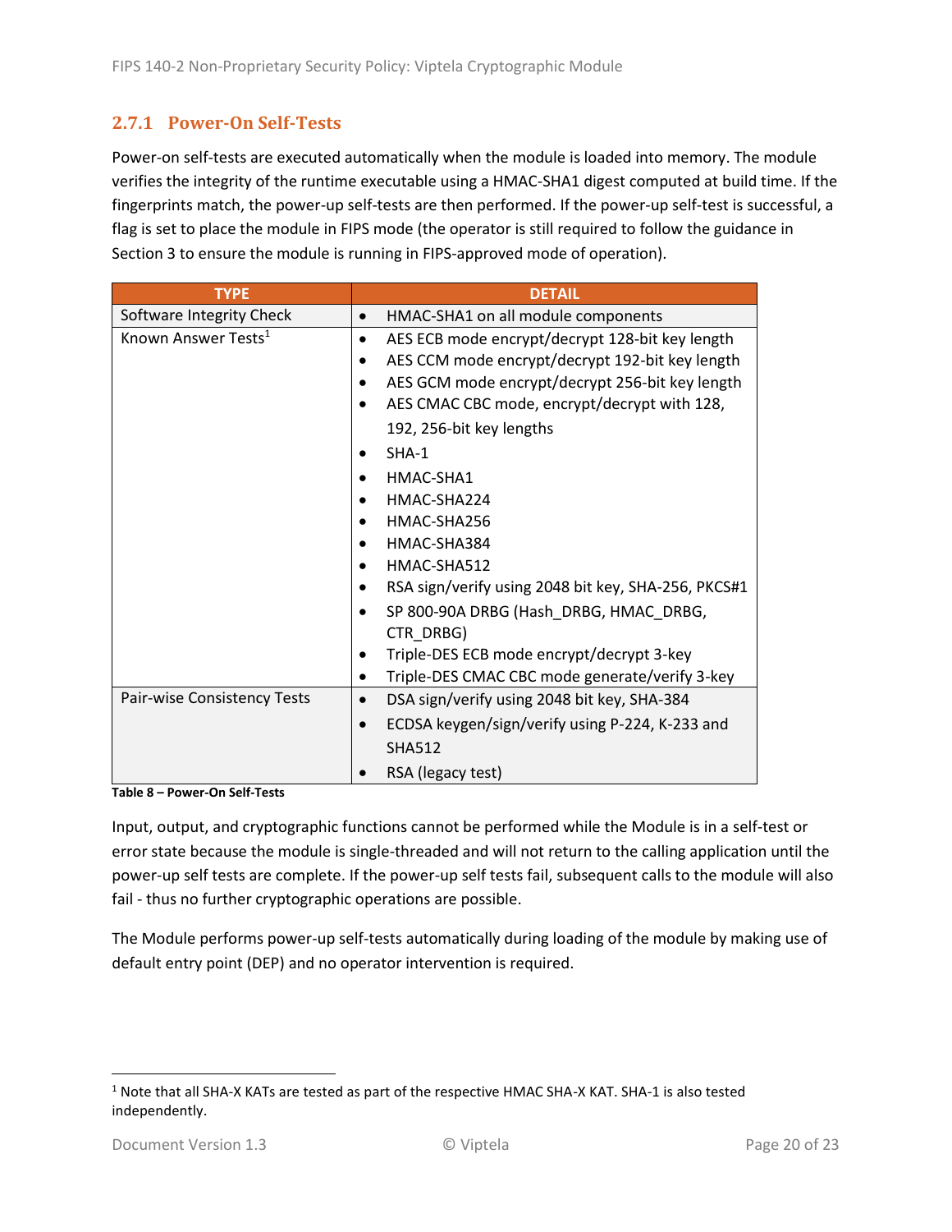### 2.7.1 Power-On Self-Tests

Power-on self-tests are executed automatically when the module is loaded into memory. The module verifies the integrity of the runtime executable using a HMAC-SHA1 digest computed at build time. If the fingerprints match, the power-up self-tests are then performed. If the power-up self-test is successful, a flag is set to place the module in FIPS mode (the operator is still required to follow the guidance in Section 3 to ensure the module is running in FIPS-approved mode of operation).

| TYPE | DETAIL |
|---|---|
| Software Integrity Check | • HMAC-SHA1 on all module components |
| Known Answer Tests[1] | • AES ECB mode encrypt/decrypt 128-bit key length<br>• AES CCM mode encrypt/decrypt 192-bit key length<br>• AES GCM mode encrypt/decrypt 256-bit key length<br>• AES CMAC CBC mode, encrypt/decrypt with 128, 192, 256-bit key lengths<br>• SHA-1<br>• HMAC-SHA1<br>• HMAC-SHA224<br>• HMAC-SHA256<br>• HMAC-SHA384<br>• HMAC-SHA512<br>• RSA sign/verify using 2048 bit key, SHA-256, PKCS#1<br>• SP 800-90A DRBG (Hash_DRBG, HMAC_DRBG, CTR_DRBG)<br>• Triple-DES ECB mode encrypt/decrypt 3-key<br>• Triple-DES CMAC CBC mode generate/verify 3-key |
| Pair-wise Consistency Tests | • DSA sign/verify using 2048 bit key, SHA-384<br>• ECDSA keygen/sign/verify using P-224, K-233 and SHA512<br>• RSA (legacy test) |

**Table 8 – Power-On Self-Tests**

Input, output, and cryptographic functions cannot be performed while the Module is in a self-test or error state because the module is single-threaded and will not return to the calling application until the power-up self tests are complete. If the power-up self tests fail, subsequent calls to the module will also fail - thus no further cryptographic operations are possible.

The Module performs power-up self-tests automatically during loading of the module by making use of default entry point (DEP) and no operator intervention is required.

---

[1] Note that all SHA-X KATs are tested as part of the respective HMAC SHA-X KAT. SHA-1 is also tested independently.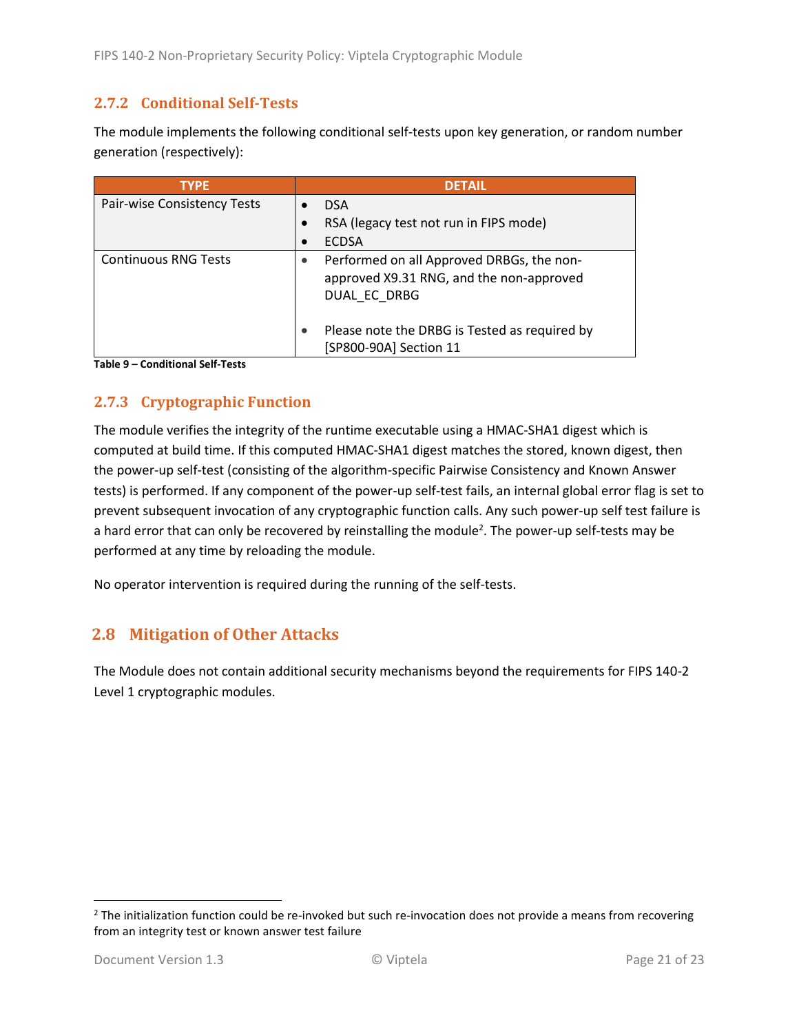### 2.7.2 Conditional Self-Tests

The module implements the following conditional self-tests upon key generation, or random number generation (respectively):

| TYPE | DETAIL |
|---|---|
| Pair-wise Consistency Tests | • DSA<br>• RSA (legacy test not run in FIPS mode)<br>• ECDSA |
| Continuous RNG Tests | • Performed on all Approved DRBGs, the non-approved X9.31 RNG, and the non-approved DUAL_EC_DRBG<br><br>• Please note the DRBG is Tested as required by [SP800-90A] Section 11 |

**Table 9 – Conditional Self-Tests**

### 2.7.3 Cryptographic Function

The module verifies the integrity of the runtime executable using a HMAC-SHA1 digest which is computed at build time. If this computed HMAC-SHA1 digest matches the stored, known digest, then the power-up self-test (consisting of the algorithm-specific Pairwise Consistency and Known Answer tests) is performed. If any component of the power-up self-test fails, an internal global error flag is set to prevent subsequent invocation of any cryptographic function calls. Any such power-up self test failure is a hard error that can only be recovered by reinstalling the module[2]. The power-up self-tests may be performed at any time by reloading the module.

No operator intervention is required during the running of the self-tests.

## 2.8 Mitigation of Other Attacks

The Module does not contain additional security mechanisms beyond the requirements for FIPS 140-2 Level 1 cryptographic modules.

[2] The initialization function could be re-invoked but such re-invocation does not provide a means from recovering from an integrity test or known answer test failure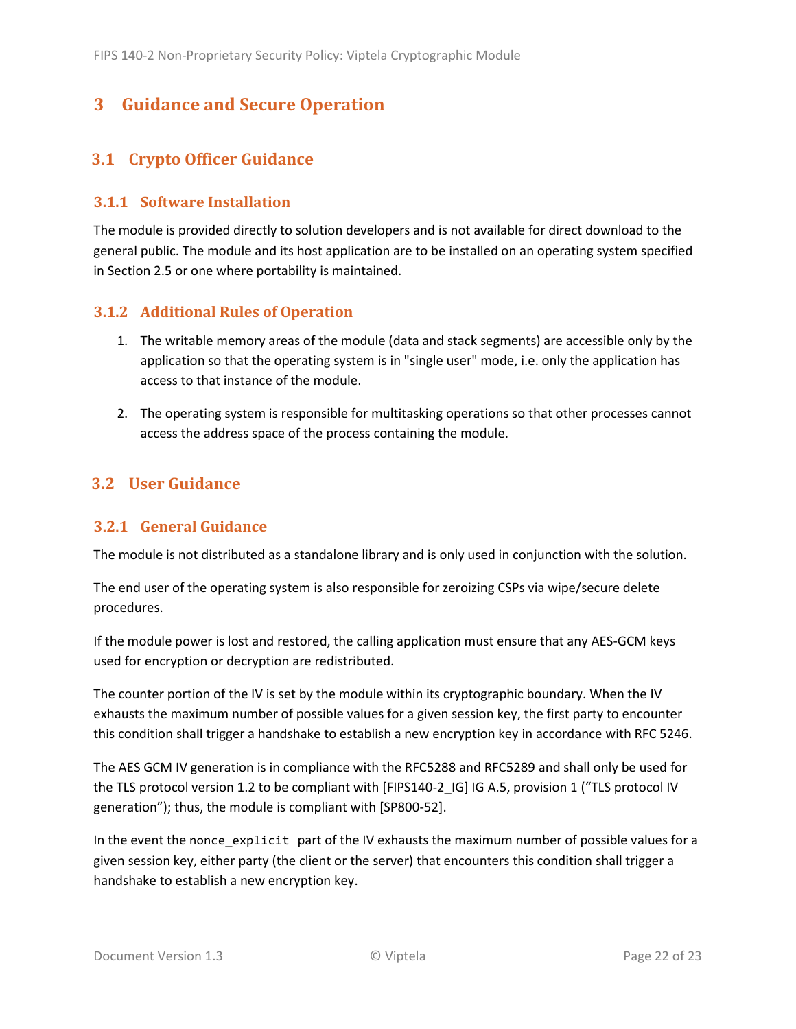# 3 Guidance and Secure Operation

## 3.1 Crypto Officer Guidance

### 3.1.1 Software Installation

The module is provided directly to solution developers and is not available for direct download to the general public. The module and its host application are to be installed on an operating system specified in Section 2.5 or one where portability is maintained.

### 3.1.2 Additional Rules of Operation

1. The writable memory areas of the module (data and stack segments) are accessible only by the application so that the operating system is in "single user" mode, i.e. only the application has access to that instance of the module.
2. The operating system is responsible for multitasking operations so that other processes cannot access the address space of the process containing the module.

## 3.2 User Guidance

### 3.2.1 General Guidance

The module is not distributed as a standalone library and is only used in conjunction with the solution.

The end user of the operating system is also responsible for zeroizing CSPs via wipe/secure delete procedures.

If the module power is lost and restored, the calling application must ensure that any AES-GCM keys used for encryption or decryption are redistributed.

The counter portion of the IV is set by the module within its cryptographic boundary. When the IV exhausts the maximum number of possible values for a given session key, the first party to encounter this condition shall trigger a handshake to establish a new encryption key in accordance with RFC 5246.

The AES GCM IV generation is in compliance with the RFC5288 and RFC5289 and shall only be used for the TLS protocol version 1.2 to be compliant with [FIPS140-2_IG] IG A.5, provision 1 ("TLS protocol IV generation"); thus, the module is compliant with [SP800-52].

In the event the `nonce_explicit` part of the IV exhausts the maximum number of possible values for a given session key, either party (the client or the server) that encounters this condition shall trigger a handshake to establish a new encryption key.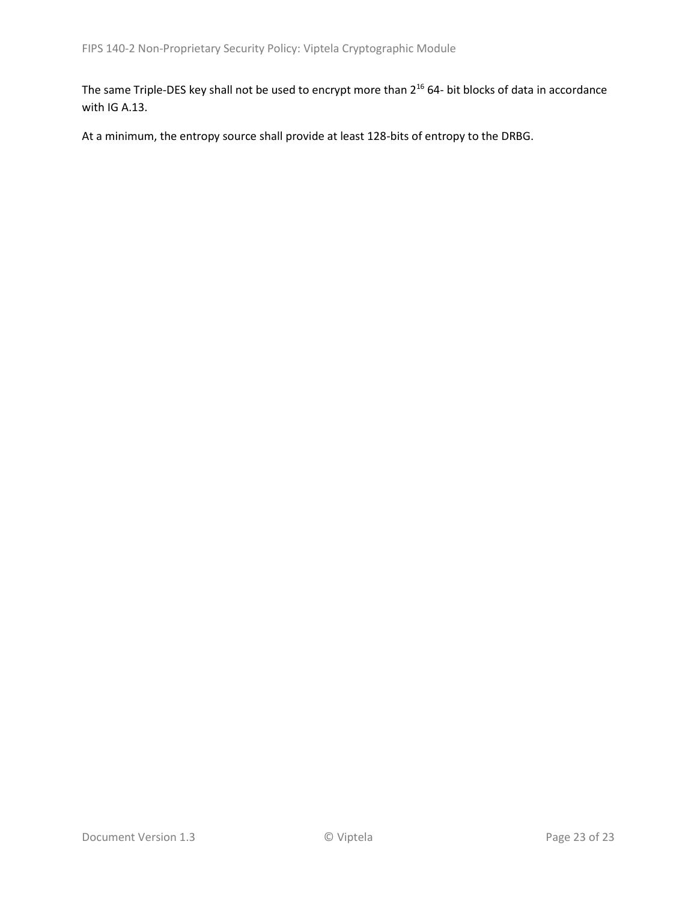The same Triple-DES key shall not be used to encrypt more than $2^{16}$ 64- bit blocks of data in accordance with IG A.13.

At a minimum, the entropy source shall provide at least 128-bits of entropy to the DRBG.